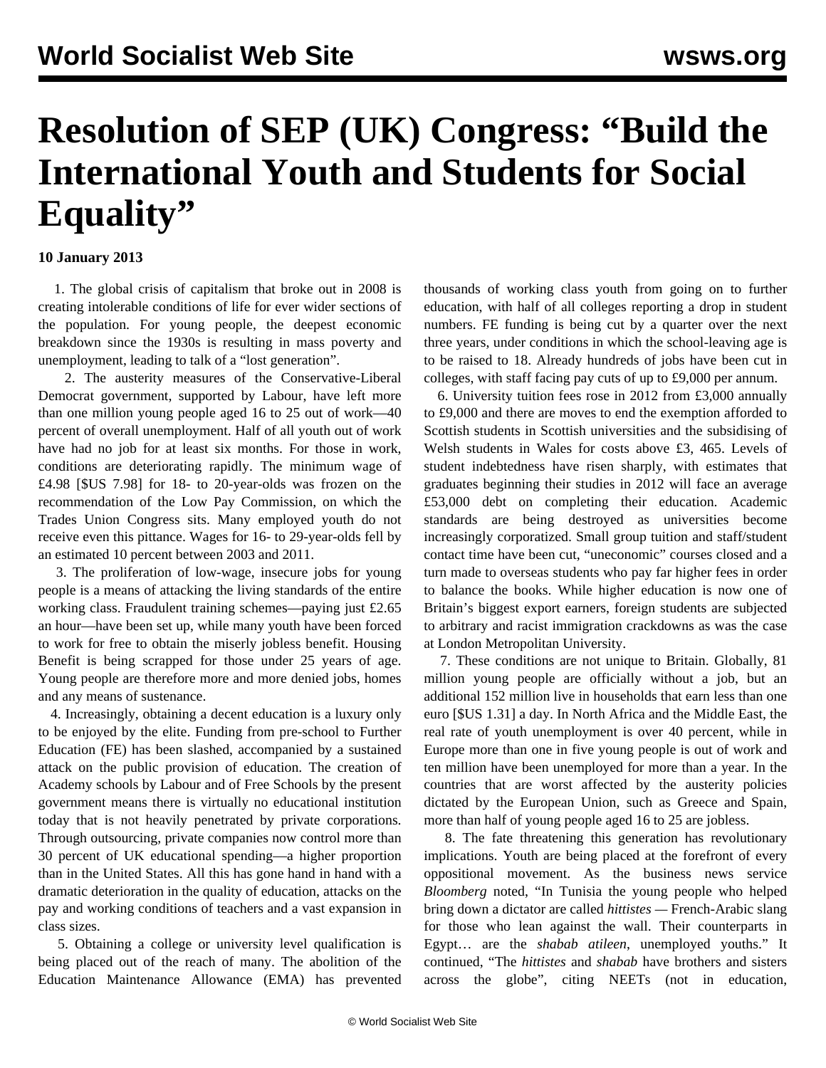# Resolution of SEP (UK) Congress: "Build the International Youth and Students for Social Equality"

**10 January 2013**

1. The global crisis of capitalism that broke out in 2008 is creating intolerable conditions of life for ever wider sections of the population. For young people, the deepest economic breakdown since the 1930s is resulting in mass poverty and unemployment, leading to talk of a "lost generation".

2. The austerity measures of the Conservative-Liberal Democrat government, supported by Labour, have left more than one million young people aged 16 to 25 out of work—40 percent of overall unemployment. Half of all youth out of work have had no job for at least six months. For those in work, conditions are deteriorating rapidly. The minimum wage of £4.98 [$US 7.98] for 18- to 20-year-olds was frozen on the recommendation of the Low Pay Commission, on which the Trades Union Congress sits. Many employed youth do not receive even this pittance. Wages for 16- to 29-year-olds fell by an estimated 10 percent between 2003 and 2011.

3. The proliferation of low-wage, insecure jobs for young people is a means of attacking the living standards of the entire working class. Fraudulent training schemes—paying just £2.65 an hour—have been set up, while many youth have been forced to work for free to obtain the miserly jobless benefit. Housing Benefit is being scrapped for those under 25 years of age. Young people are therefore more and more denied jobs, homes and any means of sustenance.

4. Increasingly, obtaining a decent education is a luxury only to be enjoyed by the elite. Funding from pre-school to Further Education (FE) has been slashed, accompanied by a sustained attack on the public provision of education. The creation of Academy schools by Labour and of Free Schools by the present government means there is virtually no educational institution today that is not heavily penetrated by private corporations. Through outsourcing, private companies now control more than 30 percent of UK educational spending—a higher proportion than in the United States. All this has gone hand in hand with a dramatic deterioration in the quality of education, attacks on the pay and working conditions of teachers and a vast expansion in class sizes.

5. Obtaining a college or university level qualification is being placed out of the reach of many. The abolition of the Education Maintenance Allowance (EMA) has prevented thousands of working class youth from going on to further education, with half of all colleges reporting a drop in student numbers. FE funding is being cut by a quarter over the next three years, under conditions in which the school-leaving age is to be raised to 18. Already hundreds of jobs have been cut in colleges, with staff facing pay cuts of up to £9,000 per annum.

6. University tuition fees rose in 2012 from £3,000 annually to £9,000 and there are moves to end the exemption afforded to Scottish students in Scottish universities and the subsidising of Welsh students in Wales for costs above £3, 465. Levels of student indebtedness have risen sharply, with estimates that graduates beginning their studies in 2012 will face an average £53,000 debt on completing their education. Academic standards are being destroyed as universities become increasingly corporatized. Small group tuition and staff/student contact time have been cut, "uneconomic" courses closed and a turn made to overseas students who pay far higher fees in order to balance the books. While higher education is now one of Britain's biggest export earners, foreign students are subjected to arbitrary and racist immigration crackdowns as was the case at London Metropolitan University.

7. These conditions are not unique to Britain. Globally, 81 million young people are officially without a job, but an additional 152 million live in households that earn less than one euro [$US 1.31] a day. In North Africa and the Middle East, the real rate of youth unemployment is over 40 percent, while in Europe more than one in five young people is out of work and ten million have been unemployed for more than a year. In the countries that are worst affected by the austerity policies dictated by the European Union, such as Greece and Spain, more than half of young people aged 16 to 25 are jobless.

8. The fate threatening this generation has revolutionary implications. Youth are being placed at the forefront of every oppositional movement. As the business news service *Bloomberg* noted, "In Tunisia the young people who helped bring down a dictator are called *hittistes* — French-Arabic slang for those who lean against the wall. Their counterparts in Egypt… are the *shabab atileen*, unemployed youths." It continued, "The *hittistes* and *shabab* have brothers and sisters across the globe", citing NEETs (not in education,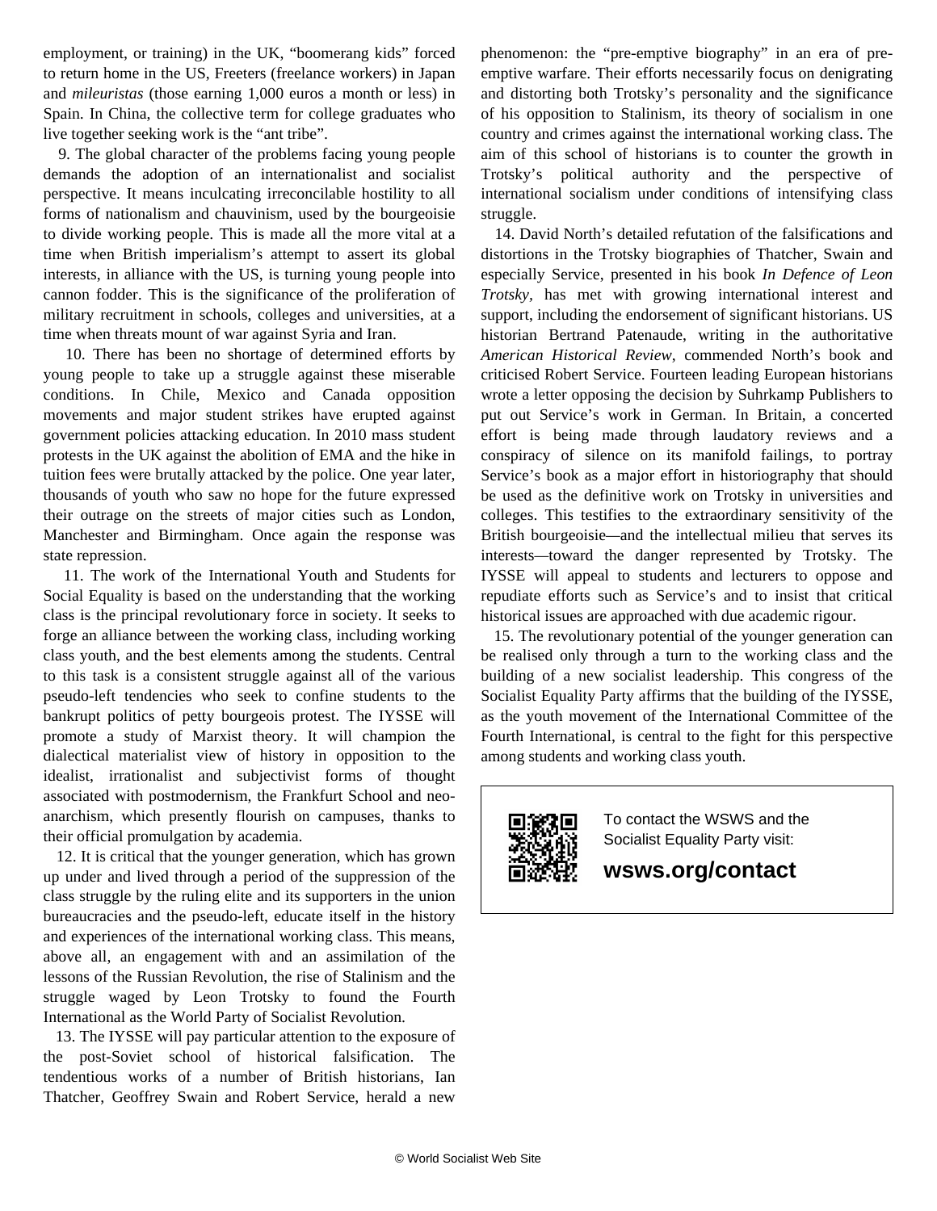employment, or training) in the UK, "boomerang kids" forced to return home in the US, Freeters (freelance workers) in Japan and *mileuristas* (those earning 1,000 euros a month or less) in Spain. In China, the collective term for college graduates who live together seeking work is the "ant tribe".

9. The global character of the problems facing young people demands the adoption of an internationalist and socialist perspective. It means inculcating irreconcilable hostility to all forms of nationalism and chauvinism, used by the bourgeoisie to divide working people. This is made all the more vital at a time when British imperialism's attempt to assert its global interests, in alliance with the US, is turning young people into cannon fodder. This is the significance of the proliferation of military recruitment in schools, colleges and universities, at a time when threats mount of war against Syria and Iran.

10. There has been no shortage of determined efforts by young people to take up a struggle against these miserable conditions. In Chile, Mexico and Canada opposition movements and major student strikes have erupted against government policies attacking education. In 2010 mass student protests in the UK against the abolition of EMA and the hike in tuition fees were brutally attacked by the police. One year later, thousands of youth who saw no hope for the future expressed their outrage on the streets of major cities such as London, Manchester and Birmingham. Once again the response was state repression.

11. The work of the International Youth and Students for Social Equality is based on the understanding that the working class is the principal revolutionary force in society. It seeks to forge an alliance between the working class, including working class youth, and the best elements among the students. Central to this task is a consistent struggle against all of the various pseudo-left tendencies who seek to confine students to the bankrupt politics of petty bourgeois protest. The IYSSE will promote a study of Marxist theory. It will champion the dialectical materialist view of history in opposition to the idealist, irrationalist and subjectivist forms of thought associated with postmodernism, the Frankfurt School and neo-anarchism, which presently flourish on campuses, thanks to their official promulgation by academia.

12. It is critical that the younger generation, which has grown up under and lived through a period of the suppression of the class struggle by the ruling elite and its supporters in the union bureaucracies and the pseudo-left, educate itself in the history and experiences of the international working class. This means, above all, an engagement with and an assimilation of the lessons of the Russian Revolution, the rise of Stalinism and the struggle waged by Leon Trotsky to found the Fourth International as the World Party of Socialist Revolution.

13. The IYSSE will pay particular attention to the exposure of the post-Soviet school of historical falsification. The tendentious works of a number of British historians, Ian Thatcher, Geoffrey Swain and Robert Service, herald a new phenomenon: the "pre-emptive biography" in an era of pre-emptive warfare. Their efforts necessarily focus on denigrating and distorting both Trotsky's personality and the significance of his opposition to Stalinism, its theory of socialism in one country and crimes against the international working class. The aim of this school of historians is to counter the growth in Trotsky's political authority and the perspective of international socialism under conditions of intensifying class struggle.

14. David North's detailed refutation of the falsifications and distortions in the Trotsky biographies of Thatcher, Swain and especially Service, presented in his book *In Defence of Leon Trotsky*, has met with growing international interest and support, including the endorsement of significant historians. US historian Bertrand Patenaude, writing in the authoritative *American Historical Review*, commended North's book and criticised Robert Service. Fourteen leading European historians wrote a letter opposing the decision by Suhrkamp Publishers to put out Service's work in German. In Britain, a concerted effort is being made through laudatory reviews and a conspiracy of silence on its manifold failings, to portray Service's book as a major effort in historiography that should be used as the definitive work on Trotsky in universities and colleges. This testifies to the extraordinary sensitivity of the British bourgeoisie—and the intellectual milieu that serves its interests—toward the danger represented by Trotsky. The IYSSE will appeal to students and lecturers to oppose and repudiate efforts such as Service's and to insist that critical historical issues are approached with due academic rigour.

15. The revolutionary potential of the younger generation can be realised only through a turn to the working class and the building of a new socialist leadership. This congress of the Socialist Equality Party affirms that the building of the IYSSE, as the youth movement of the International Committee of the Fourth International, is central to the fight for this perspective among students and working class youth.

To contact the WSWS and the Socialist Equality Party visit:

**wsws.org/contact**